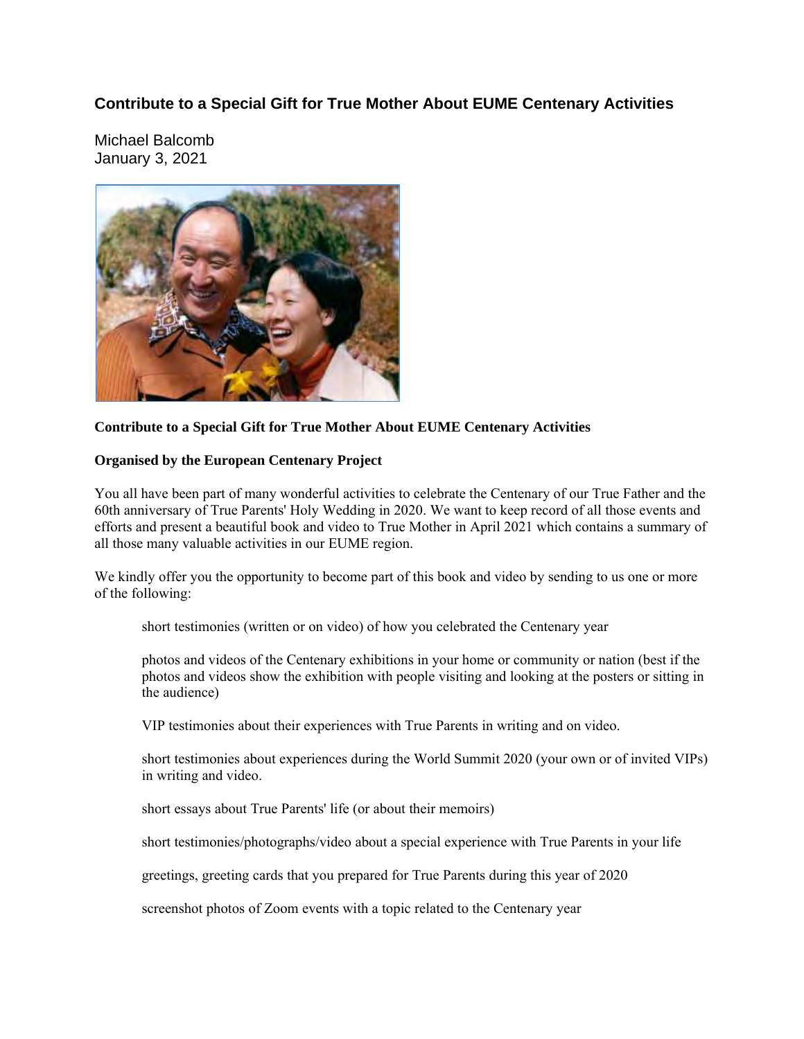# Contribute to a Special Gift for True Mother About EUME Centenary Activities

Michael Balcomb
January 3, 2021

**Contribute to a Special Gift for True Mother About EUME Centenary Activities**

**Organised by the European Centenary Project**

You all have been part of many wonderful activities to celebrate the Centenary of our True Father and the 60th anniversary of True Parents' Holy Wedding in 2020. We want to keep record of all those events and efforts and present a beautiful book and video to True Mother in April 2021 which contains a summary of all those many valuable activities in our EUME region.

We kindly offer you the opportunity to become part of this book and video by sending to us one or more of the following:

short testimonies (written or on video) of how you celebrated the Centenary year

photos and videos of the Centenary exhibitions in your home or community or nation (best if the photos and videos show the exhibition with people visiting and looking at the posters or sitting in the audience)

VIP testimonies about their experiences with True Parents in writing and on video.

short testimonies about experiences during the World Summit 2020 (your own or of invited VIPs) in writing and video.

short essays about True Parents' life (or about their memoirs)

short testimonies/photographs/video about a special experience with True Parents in your life

greetings, greeting cards that you prepared for True Parents during this year of 2020

screenshot photos of Zoom events with a topic related to the Centenary year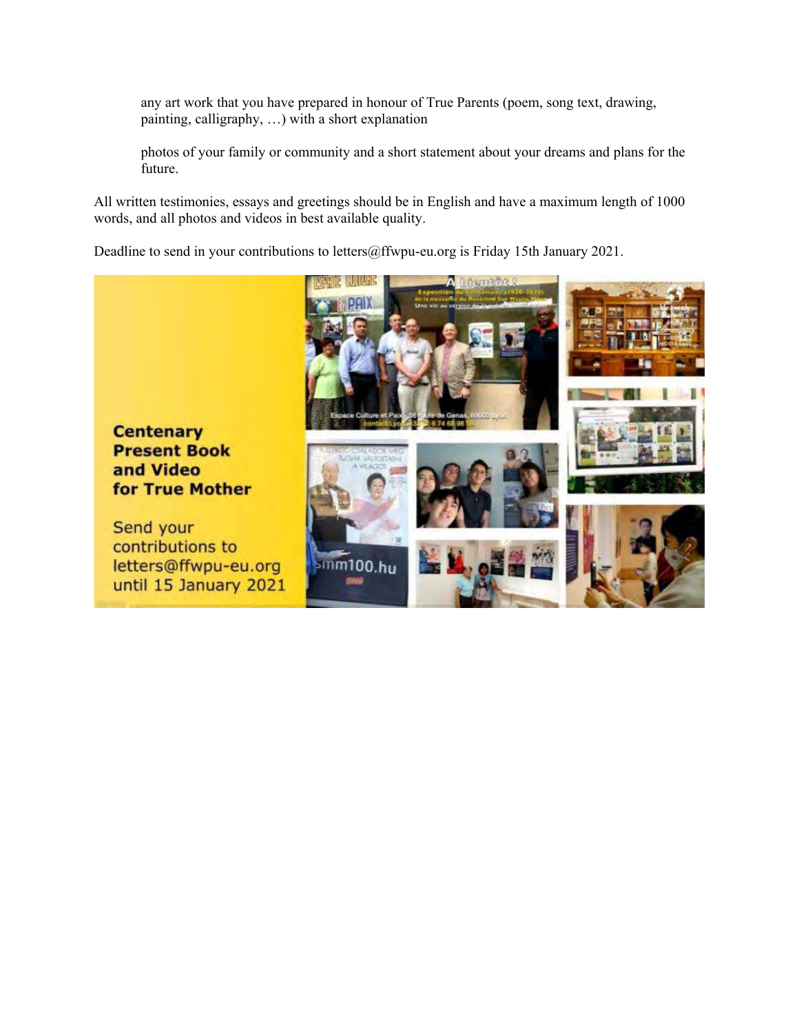any art work that you have prepared in honour of True Parents (poem, song text, drawing, painting, calligraphy, …) with a short explanation

photos of your family or community and a short statement about your dreams and plans for the future.

All written testimonies, essays and greetings should be in English and have a maximum length of 1000 words, and all photos and videos in best available quality.

Deadline to send in your contributions to letters@ffwpu-eu.org is Friday 15th January 2021.

**Centenary Present Book and Video for True Mother**

Send your contributions to letters@ffwpu-eu.org until 15 January 2021